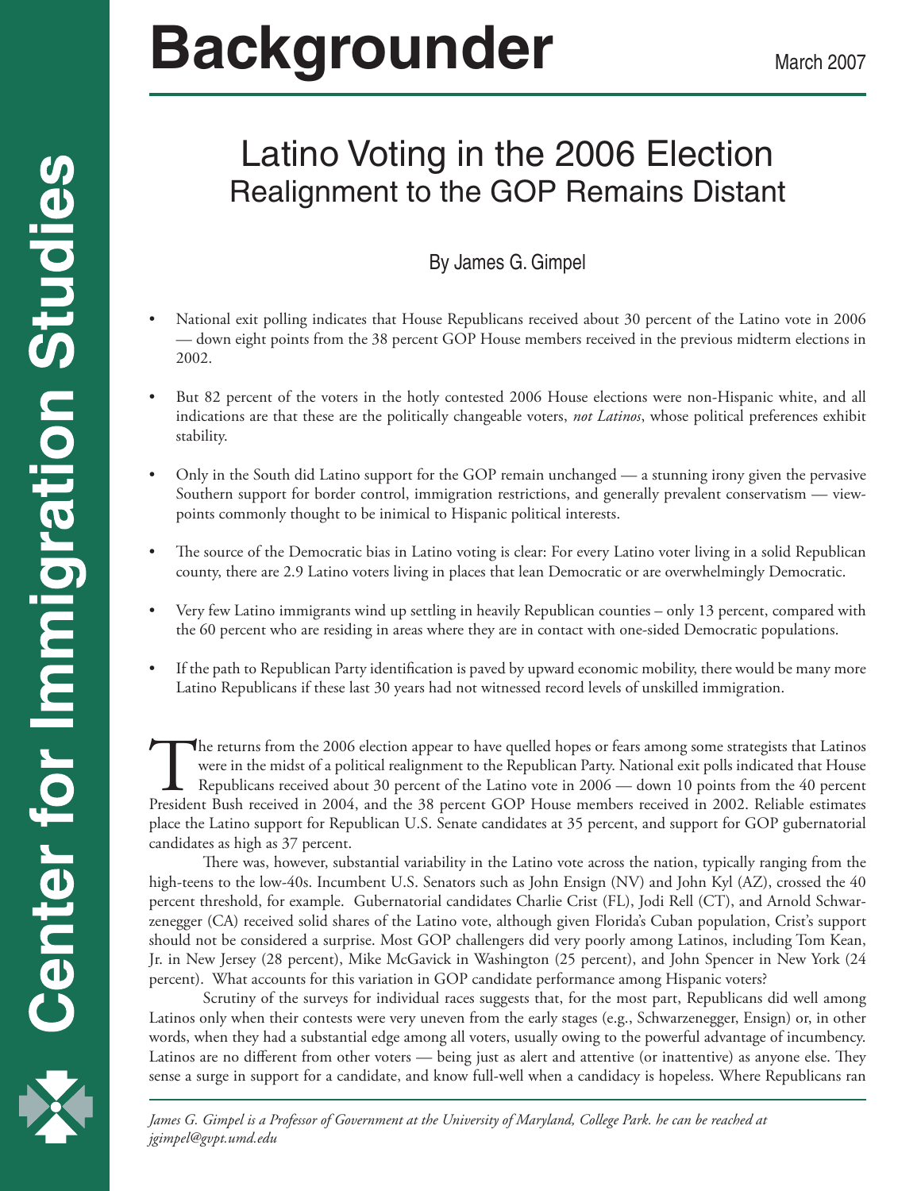# Backgrounder

March 2007

## Latino Voting in the 2006 Election
### Realignment to the GOP Remains Distant

By James G. Gimpel

- National exit polling indicates that House Republicans received about 30 percent of the Latino vote in 2006 — down eight points from the 38 percent GOP House members received in the previous midterm elections in 2002.
- But 82 percent of the voters in the hotly contested 2006 House elections were non-Hispanic white, and all indications are that these are the politically changeable voters, *not Latinos*, whose political preferences exhibit stability.
- Only in the South did Latino support for the GOP remain unchanged — a stunning irony given the pervasive Southern support for border control, immigration restrictions, and generally prevalent conservatism — viewpoints commonly thought to be inimical to Hispanic political interests.
- The source of the Democratic bias in Latino voting is clear: For every Latino voter living in a solid Republican county, there are 2.9 Latino voters living in places that lean Democratic or are overwhelmingly Democratic.
- Very few Latino immigrants wind up settling in heavily Republican counties – only 13 percent, compared with the 60 percent who are residing in areas where they are in contact with one-sided Democratic populations.
- If the path to Republican Party identification is paved by upward economic mobility, there would be many more Latino Republicans if these last 30 years had not witnessed record levels of unskilled immigration.

The returns from the 2006 election appear to have quelled hopes or fears among some strategists that Latinos were in the midst of a political realignment to the Republican Party. National exit polls indicated that House Republicans received about 30 percent of the Latino vote in 2006 — down 10 points from the 40 percent President Bush received in 2004, and the 38 percent GOP House members received in 2002. Reliable estimates place the Latino support for Republican U.S. Senate candidates at 35 percent, and support for GOP gubernatorial candidates as high as 37 percent.

There was, however, substantial variability in the Latino vote across the nation, typically ranging from the high-teens to the low-40s. Incumbent U.S. Senators such as John Ensign (NV) and John Kyl (AZ), crossed the 40 percent threshold, for example. Gubernatorial candidates Charlie Crist (FL), Jodi Rell (CT), and Arnold Schwarzenegger (CA) received solid shares of the Latino vote, although given Florida's Cuban population, Crist's support should not be considered a surprise. Most GOP challengers did very poorly among Latinos, including Tom Kean, Jr. in New Jersey (28 percent), Mike McGavick in Washington (25 percent), and John Spencer in New York (24 percent). What accounts for this variation in GOP candidate performance among Hispanic voters?

Scrutiny of the surveys for individual races suggests that, for the most part, Republicans did well among Latinos only when their contests were very uneven from the early stages (e.g., Schwarzenegger, Ensign) or, in other words, when they had a substantial edge among all voters, usually owing to the powerful advantage of incumbency. Latinos are no different from other voters — being just as alert and attentive (or inattentive) as anyone else. They sense a surge in support for a candidate, and know full-well when a candidacy is hopeless. Where Republicans ran

*James G. Gimpel is a Professor of Government at the University of Maryland, College Park. he can be reached at jgimpel@gvpt.umd.edu*

Center for Immigration Studies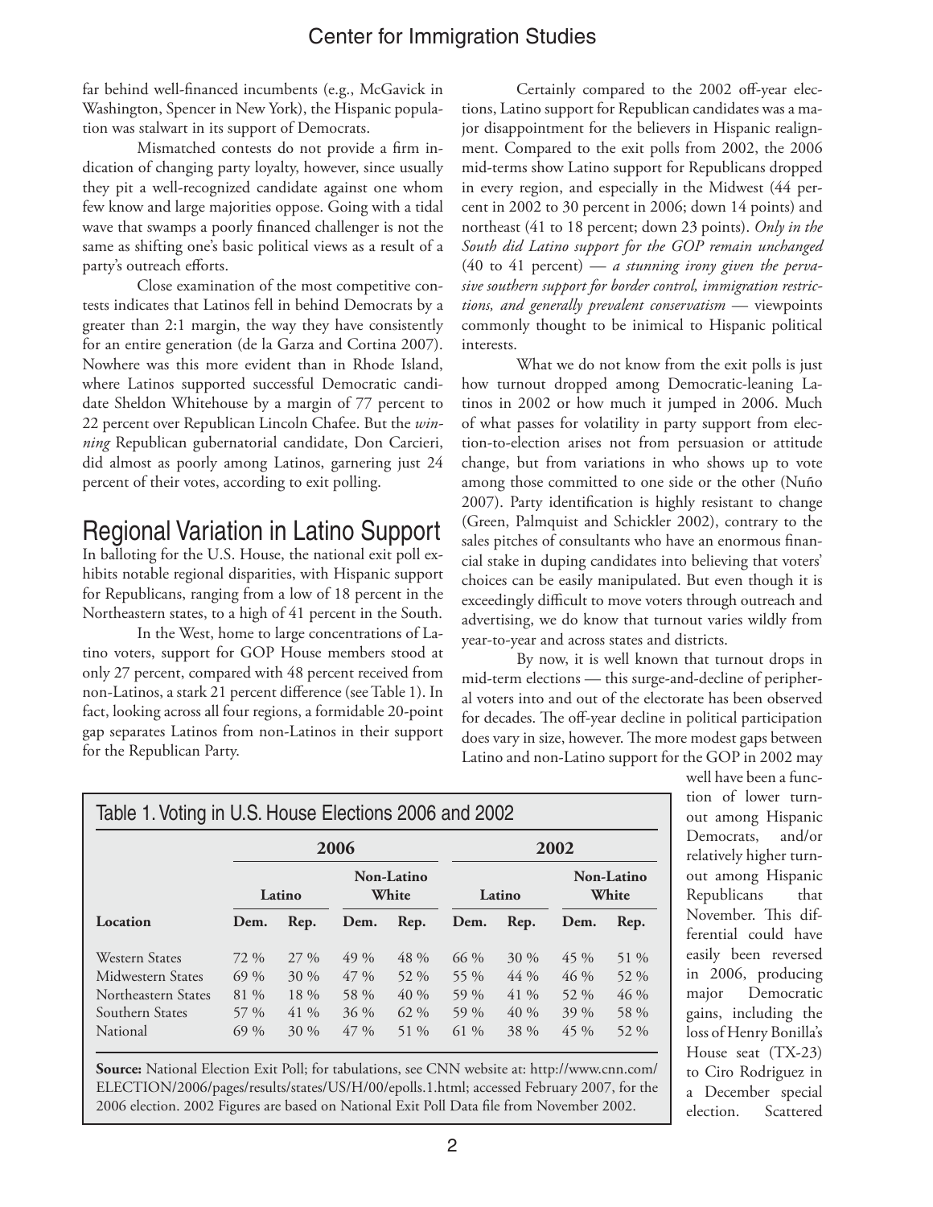far behind well-financed incumbents (e.g., McGavick in Washington, Spencer in New York), the Hispanic population was stalwart in its support of Democrats.

Mismatched contests do not provide a firm indication of changing party loyalty, however, since usually they pit a well-recognized candidate against one whom few know and large majorities oppose. Going with a tidal wave that swamps a poorly financed challenger is not the same as shifting one's basic political views as a result of a party's outreach efforts.

Close examination of the most competitive contests indicates that Latinos fell in behind Democrats by a greater than 2:1 margin, the way they have consistently for an entire generation (de la Garza and Cortina 2007). Nowhere was this more evident than in Rhode Island, where Latinos supported successful Democratic candidate Sheldon Whitehouse by a margin of 77 percent to 22 percent over Republican Lincoln Chafee. But the *winning* Republican gubernatorial candidate, Don Carcieri, did almost as poorly among Latinos, garnering just 24 percent of their votes, according to exit polling.

## Regional Variation in Latino Support

In balloting for the U.S. House, the national exit poll exhibits notable regional disparities, with Hispanic support for Republicans, ranging from a low of 18 percent in the Northeastern states, to a high of 41 percent in the South.

In the West, home to large concentrations of Latino voters, support for GOP House members stood at only 27 percent, compared with 48 percent received from non-Latinos, a stark 21 percent difference (see Table 1). In fact, looking across all four regions, a formidable 20-point gap separates Latinos from non-Latinos in their support for the Republican Party.

Certainly compared to the 2002 off-year elections, Latino support for Republican candidates was a major disappointment for the believers in Hispanic realignment. Compared to the exit polls from 2002, the 2006 mid-terms show Latino support for Republicans dropped in every region, and especially in the Midwest (44 percent in 2002 to 30 percent in 2006; down 14 points) and northeast (41 to 18 percent; down 23 points). *Only in the South did Latino support for the GOP remain unchanged* (40 to 41 percent) — *a stunning irony given the pervasive southern support for border control, immigration restrictions, and generally prevalent conservatism* — viewpoints commonly thought to be inimical to Hispanic political interests.

What we do not know from the exit polls is just how turnout dropped among Democratic-leaning Latinos in 2002 or how much it jumped in 2006. Much of what passes for volatility in party support from election-to-election arises not from persuasion or attitude change, but from variations in who shows up to vote among those committed to one side or the other (Nuño 2007). Party identification is highly resistant to change (Green, Palmquist and Schickler 2002), contrary to the sales pitches of consultants who have an enormous financial stake in duping candidates into believing that voters' choices can be easily manipulated. But even though it is exceedingly difficult to move voters through outreach and advertising, we do know that turnout varies wildly from year-to-year and across states and districts.

By now, it is well known that turnout drops in mid-term elections — this surge-and-decline of peripheral voters into and out of the electorate has been observed for decades. The off-year decline in political participation does vary in size, however. The more modest gaps between Latino and non-Latino support for the GOP in 2002 may well have been a function of lower turnout among Hispanic Democrats, and/or relatively higher turnout among Hispanic Republicans that November. This differential could have easily been reversed in 2006, producing major Democratic gains, including the loss of Henry Bonilla's House seat (TX-23) to Ciro Rodriguez in a December special election. Scattered

Table 1. Voting in U.S. House Elections 2006 and 2002

| | 2006 | | | | 2002 | | | |
|---|---|---|---|---|---|---|---|---|
| | Latino | | Non-Latino White | | Latino | | Non-Latino White | |
| **Location** | **Dem.** | **Rep.** | **Dem.** | **Rep.** | **Dem.** | **Rep.** | **Dem.** | **Rep.** |
| Western States | 72 % | 27 % | 49 % | 48 % | 66 % | 30 % | 45 % | 51 % |
| Midwestern States | 69 % | 30 % | 47 % | 52 % | 55 % | 44 % | 46 % | 52 % |
| Northeastern States | 81 % | 18 % | 58 % | 40 % | 59 % | 41 % | 52 % | 46 % |
| Southern States | 57 % | 41 % | 36 % | 62 % | 59 % | 40 % | 39 % | 58 % |
| National | 69 % | 30 % | 47 % | 51 % | 61 % | 38 % | 45 % | 52 % |

**Source:** National Election Exit Poll; for tabulations, see CNN website at: http://www.cnn.com/ELECTION/2006/pages/results/states/US/H/00/epolls.1.html; accessed February 2007, for the 2006 election. 2002 Figures are based on National Exit Poll Data file from November 2002.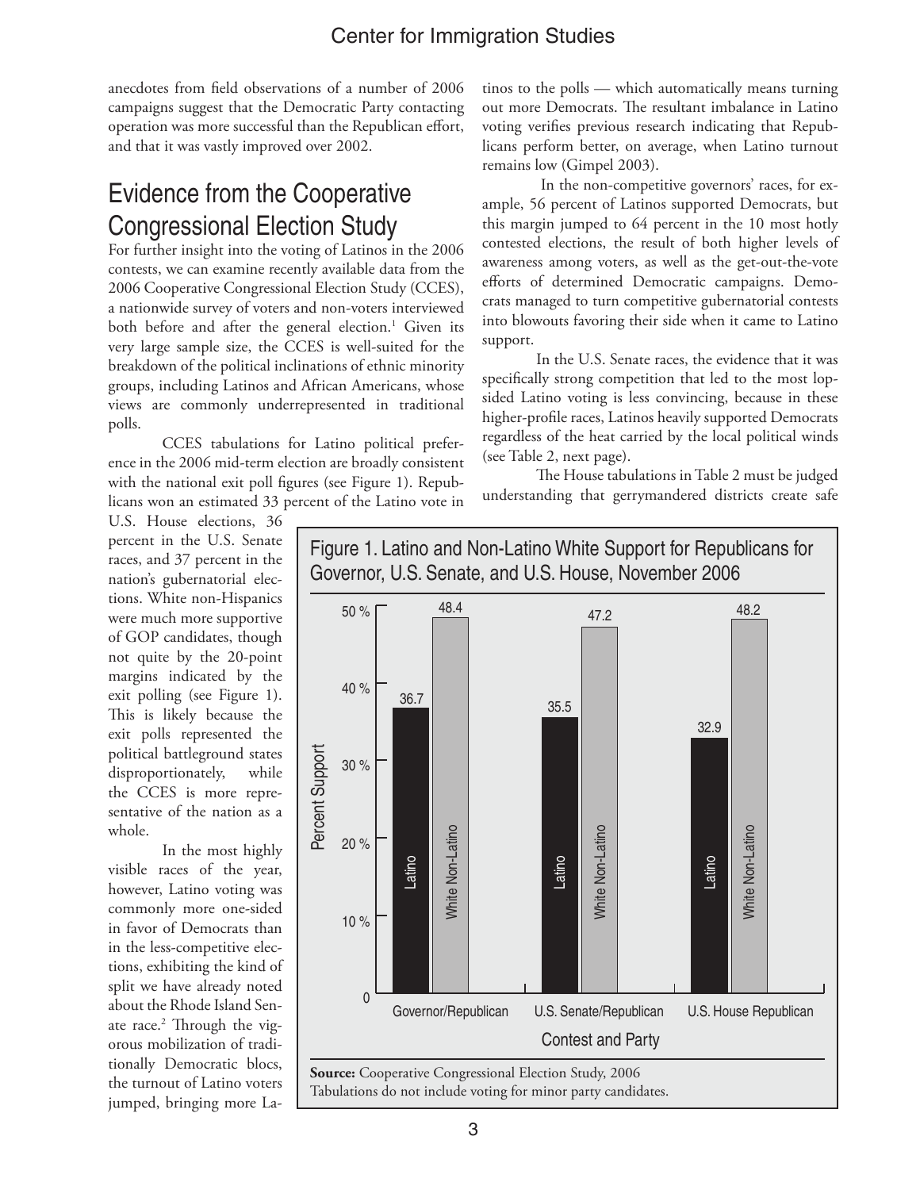anecdotes from field observations of a number of 2006 campaigns suggest that the Democratic Party contacting operation was more successful than the Republican effort, and that it was vastly improved over 2002.

## Evidence from the Cooperative Congressional Election Study

For further insight into the voting of Latinos in the 2006 contests, we can examine recently available data from the 2006 Cooperative Congressional Election Study (CCES), a nationwide survey of voters and non-voters interviewed both before and after the general election.[1] Given its very large sample size, the CCES is well-suited for the breakdown of the political inclinations of ethnic minority groups, including Latinos and African Americans, whose views are commonly underrepresented in traditional polls.

CCES tabulations for Latino political preference in the 2006 mid-term election are broadly consistent with the national exit poll figures (see Figure 1). Republicans won an estimated 33 percent of the Latino vote in U.S. House elections, 36 percent in the U.S. Senate races, and 37 percent in the nation's gubernatorial elections. White non-Hispanics were much more supportive of GOP candidates, though not quite by the 20-point margins indicated by the exit polling (see Figure 1). This is likely because the exit polls represented the political battleground states disproportionately, while the CCES is more representative of the nation as a whole.

In the most highly visible races of the year, however, Latino voting was commonly more one-sided in favor of Democrats than in the less-competitive elections, exhibiting the kind of split we have already noted about the Rhode Island Senate race.[2] Through the vigorous mobilization of traditionally Democratic blocs, the turnout of Latino voters jumped, bringing more Latinos to the polls — which automatically means turning out more Democrats. The resultant imbalance in Latino voting verifies previous research indicating that Republicans perform better, on average, when Latino turnout remains low (Gimpel 2003).

In the non-competitive governors' races, for example, 56 percent of Latinos supported Democrats, but this margin jumped to 64 percent in the 10 most hotly contested elections, the result of both higher levels of awareness among voters, as well as the get-out-the-vote efforts of determined Democratic campaigns. Democrats managed to turn competitive gubernatorial contests into blowouts favoring their side when it came to Latino support.

In the U.S. Senate races, the evidence that it was specifically strong competition that led to the most lopsided Latino voting is less convincing, because in these higher-profile races, Latinos heavily supported Democrats regardless of the heat carried by the local political winds (see Table 2, next page).

The House tabulations in Table 2 must be judged understanding that gerrymandered districts create safe

**Figure 1. Latino and Non-Latino White Support for Republicans for Governor, U.S. Senate, and U.S. House, November 2006**

| Contest and Party | Latino | White Non-Latino |
|---|---|---|
| Governor/Republican | 36.7 | 48.4 |
| U.S. Senate/Republican | 35.5 | 47.2 |
| U.S. House Republican | 32.9 | 48.2 |

**Source:** Cooperative Congressional Election Study, 2006
Tabulations do not include voting for minor party candidates.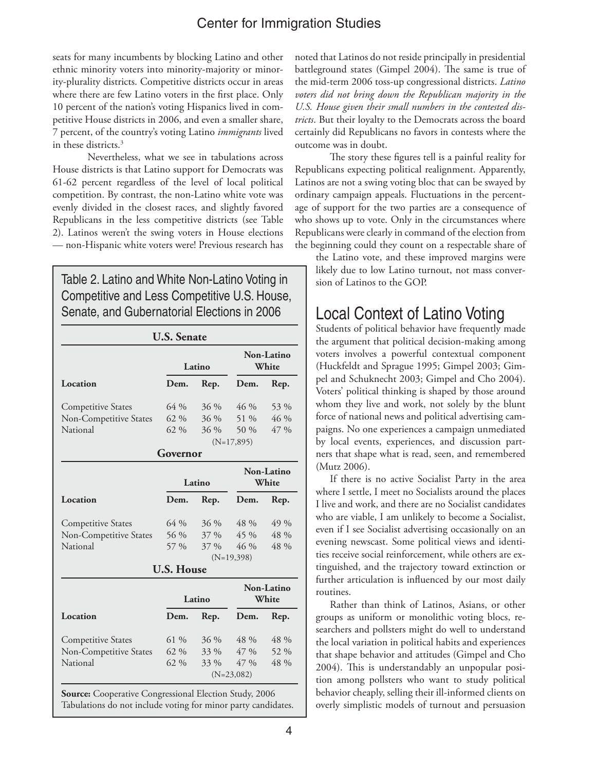seats for many incumbents by blocking Latino and other ethnic minority voters into minority-majority or minority-plurality districts. Competitive districts occur in areas where there are few Latino voters in the first place. Only 10 percent of the nation's voting Hispanics lived in competitive House districts in 2006, and even a smaller share, 7 percent, of the country's voting Latino *immigrants* lived in these districts.[3]

Nevertheless, what we see in tabulations across House districts is that Latino support for Democrats was 61-62 percent regardless of the level of local political competition. By contrast, the non-Latino white vote was evenly divided in the closest races, and slightly favored Republicans in the less competitive districts (see Table 2). Latinos weren't the swing voters in House elections — non-Hispanic white voters were! Previous research has noted that Latinos do not reside principally in presidential battleground states (Gimpel 2004). The same is true of the mid-term 2006 toss-up congressional districts. *Latino voters did not bring down the Republican majority in the U.S. House given their small numbers in the contested districts*. But their loyalty to the Democrats across the board certainly did Republicans no favors in contests where the outcome was in doubt.

The story these figures tell is a painful reality for Republicans expecting political realignment. Apparently, Latinos are not a swing voting bloc that can be swayed by ordinary campaign appeals. Fluctuations in the percentage of support for the two parties are a consequence of who shows up to vote. Only in the circumstances where Republicans were clearly in command of the election from the beginning could they count on a respectable share of the Latino vote, and these improved margins were likely due to low Latino turnout, not mass conversion of Latinos to the GOP.

Table 2. Latino and White Non-Latino Voting in Competitive and Less Competitive U.S. House, Senate, and Gubernatorial Elections in 2006

**U.S. Senate**

| | Latino | | Non-Latino White | |
|---|---|---|---|---|
| **Location** | **Dem.** | **Rep.** | **Dem.** | **Rep.** |
| Competitive States | 64 % | 36 % | 46 % | 53 % |
| Non-Competitive States | 62 % | 36 % | 51 % | 46 % |
| National | 62 % | 36 % | 50 % | 47 % |
| | | (N=17,895) | | |

**Governor**

| | Latino | | Non-Latino White | |
|---|---|---|---|---|
| **Location** | **Dem.** | **Rep.** | **Dem.** | **Rep.** |
| Competitive States | 64 % | 36 % | 48 % | 49 % |
| Non-Competitive States | 56 % | 37 % | 45 % | 48 % |
| National | 57 % | 37 % | 46 % | 48 % |
| | | (N=19,398) | | |

**U.S. House**

| | Latino | | Non-Latino White | |
|---|---|---|---|---|
| **Location** | **Dem.** | **Rep.** | **Dem.** | **Rep.** |
| Competitive States | 61 % | 36 % | 48 % | 48 % |
| Non-Competitive States | 62 % | 33 % | 47 % | 52 % |
| National | 62 % | 33 % | 47 % | 48 % |
| | | (N=23,082) | | |

**Source:** Cooperative Congressional Election Study, 2006
Tabulations do not include voting for minor party candidates.

## Local Context of Latino Voting

Students of political behavior have frequently made the argument that political decision-making among voters involves a powerful contextual component (Huckfeldt and Sprague 1995; Gimpel 2003; Gimpel and Schuknecht 2003; Gimpel and Cho 2004). Voters' political thinking is shaped by those around whom they live and work, not solely by the blunt force of national news and political advertising campaigns. No one experiences a campaign unmediated by local events, experiences, and discussion partners that shape what is read, seen, and remembered (Mutz 2006).

If there is no active Socialist Party in the area where I settle, I meet no Socialists around the places I live and work, and there are no Socialist candidates who are viable, I am unlikely to become a Socialist, even if I see Socialist advertising occasionally on an evening newscast. Some political views and identities receive social reinforcement, while others are extinguished, and the trajectory toward extinction or further articulation is influenced by our most daily routines.

Rather than think of Latinos, Asians, or other groups as uniform or monolithic voting blocs, researchers and pollsters might do well to understand the local variation in political habits and experiences that shape behavior and attitudes (Gimpel and Cho 2004). This is understandably an unpopular position among pollsters who want to study political behavior cheaply, selling their ill-informed clients on overly simplistic models of turnout and persuasion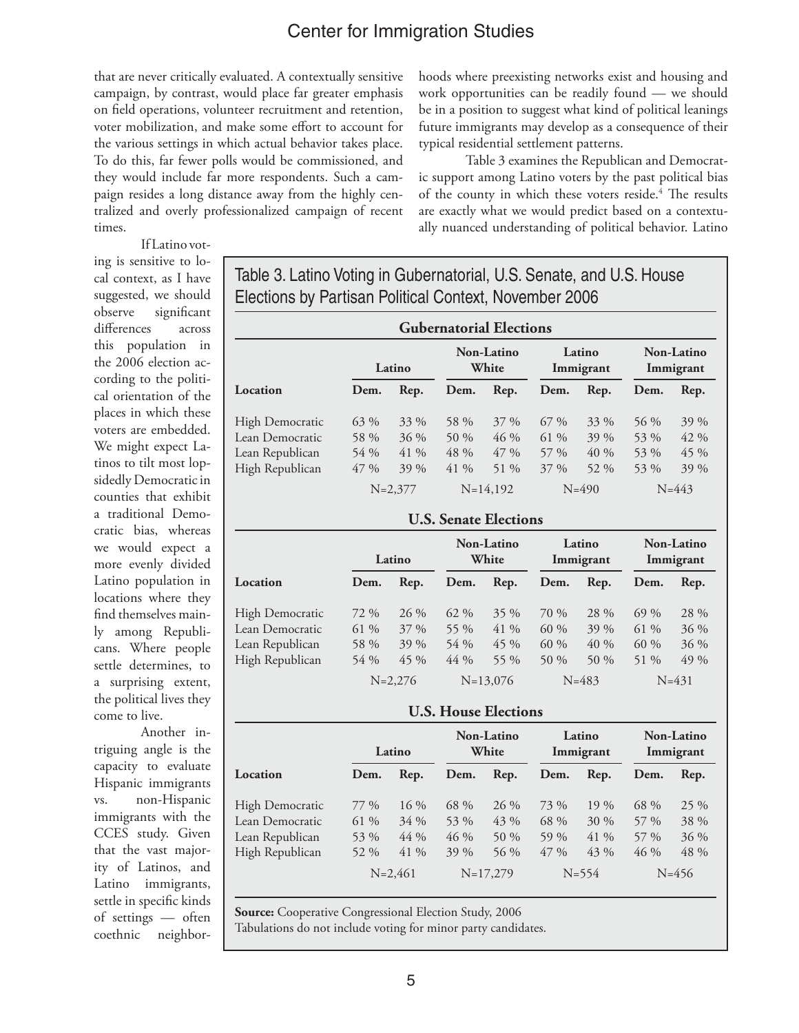that are never critically evaluated. A contextually sensitive campaign, by contrast, would place far greater emphasis on field operations, volunteer recruitment and retention, voter mobilization, and make some effort to account for the various settings in which actual behavior takes place. To do this, far fewer polls would be commissioned, and they would include far more respondents. Such a campaign resides a long distance away from the highly centralized and overly professionalized campaign of recent times.

If Latino voting is sensitive to local context, as I have suggested, we should observe significant differences across this population in the 2006 election according to the political orientation of the places in which these voters are embedded. We might expect Latinos to tilt most lopsidedly Democratic in counties that exhibit a traditional Democratic bias, whereas we would expect a more evenly divided Latino population in locations where they find themselves mainly among Republicans. Where people settle determines, to a surprising extent, the political lives they come to live.

Another intriguing angle is the capacity to evaluate Hispanic immigrants vs. non-Hispanic immigrants with the CCES study. Given that the vast majority of Latinos, and Latino immigrants, settle in specific kinds of settings — often coethnic neighborhoods where preexisting networks exist and housing and work opportunities can be readily found — we should be in a position to suggest what kind of political leanings future immigrants may develop as a consequence of their typical residential settlement patterns.

Table 3 examines the Republican and Democratic support among Latino voters by the past political bias of the county in which these voters reside.[4] The results are exactly what we would predict based on a contextually nuanced understanding of political behavior. Latino

**Table 3. Latino Voting in Gubernatorial, U.S. Senate, and U.S. House Elections by Partisan Political Context, November 2006**

**Gubernatorial Elections**

| | Latino | | Non-Latino White | | Latino Immigrant | | Non-Latino Immigrant | |
|---|---|---|---|---|---|---|---|---|
| **Location** | **Dem.** | **Rep.** | **Dem.** | **Rep.** | **Dem.** | **Rep.** | **Dem.** | **Rep.** |
| High Democratic | 63 % | 33 % | 58 % | 37 % | 67 % | 33 % | 56 % | 39 % |
| Lean Democratic | 58 % | 36 % | 50 % | 46 % | 61 % | 39 % | 53 % | 42 % |
| Lean Republican | 54 % | 41 % | 48 % | 47 % | 57 % | 40 % | 53 % | 45 % |
| High Republican | 47 % | 39 % | 41 % | 51 % | 37 % | 52 % | 53 % | 39 % |
| | N=2,377 | | N=14,192 | | N=490 | | N=443 | |

**U.S. Senate Elections**

| | Latino | | Non-Latino White | | Latino Immigrant | | Non-Latino Immigrant | |
|---|---|---|---|---|---|---|---|---|
| **Location** | **Dem.** | **Rep.** | **Dem.** | **Rep.** | **Dem.** | **Rep.** | **Dem.** | **Rep.** |
| High Democratic | 72 % | 26 % | 62 % | 35 % | 70 % | 28 % | 69 % | 28 % |
| Lean Democratic | 61 % | 37 % | 55 % | 41 % | 60 % | 39 % | 61 % | 36 % |
| Lean Republican | 58 % | 39 % | 54 % | 45 % | 60 % | 40 % | 60 % | 36 % |
| High Republican | 54 % | 45 % | 44 % | 55 % | 50 % | 50 % | 51 % | 49 % |
| | N=2,276 | | N=13,076 | | N=483 | | N=431 | |

**U.S. House Elections**

| | Latino | | Non-Latino White | | Latino Immigrant | | Non-Latino Immigrant | |
|---|---|---|---|---|---|---|---|---|
| **Location** | **Dem.** | **Rep.** | **Dem.** | **Rep.** | **Dem.** | **Rep.** | **Dem.** | **Rep.** |
| High Democratic | 77 % | 16 % | 68 % | 26 % | 73 % | 19 % | 68 % | 25 % |
| Lean Democratic | 61 % | 34 % | 53 % | 43 % | 68 % | 30 % | 57 % | 38 % |
| Lean Republican | 53 % | 44 % | 46 % | 50 % | 59 % | 41 % | 57 % | 36 % |
| High Republican | 52 % | 41 % | 39 % | 56 % | 47 % | 43 % | 46 % | 48 % |
| | N=2,461 | | N=17,279 | | N=554 | | N=456 | |

**Source:** Cooperative Congressional Election Study, 2006
Tabulations do not include voting for minor party candidates.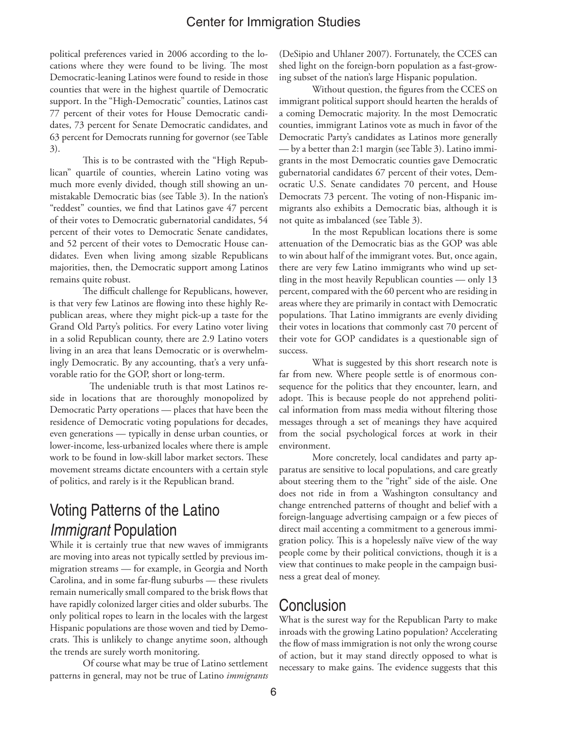political preferences varied in 2006 according to the locations where they were found to be living. The most Democratic-leaning Latinos were found to reside in those counties that were in the highest quartile of Democratic support. In the "High-Democratic" counties, Latinos cast 77 percent of their votes for House Democratic candidates, 73 percent for Senate Democratic candidates, and 63 percent for Democrats running for governor (see Table 3).

This is to be contrasted with the "High Republican" quartile of counties, wherein Latino voting was much more evenly divided, though still showing an unmistakable Democratic bias (see Table 3). In the nation's "reddest" counties, we find that Latinos gave 47 percent of their votes to Democratic gubernatorial candidates, 54 percent of their votes to Democratic Senate candidates, and 52 percent of their votes to Democratic House candidates. Even when living among sizable Republicans majorities, then, the Democratic support among Latinos remains quite robust.

The difficult challenge for Republicans, however, is that very few Latinos are flowing into these highly Republican areas, where they might pick-up a taste for the Grand Old Party's politics. For every Latino voter living in a solid Republican county, there are 2.9 Latino voters living in an area that leans Democratic or is overwhelmingly Democratic. By any accounting, that's a very unfavorable ratio for the GOP, short or long-term.

The undeniable truth is that most Latinos reside in locations that are thoroughly monopolized by Democratic Party operations — places that have been the residence of Democratic voting populations for decades, even generations — typically in dense urban counties, or lower-income, less-urbanized locales where there is ample work to be found in low-skill labor market sectors. These movement streams dictate encounters with a certain style of politics, and rarely is it the Republican brand.

## Voting Patterns of the Latino *Immigrant* Population

While it is certainly true that new waves of immigrants are moving into areas not typically settled by previous immigration streams — for example, in Georgia and North Carolina, and in some far-flung suburbs — these rivulets remain numerically small compared to the brisk flows that have rapidly colonized larger cities and older suburbs. The only political ropes to learn in the locales with the largest Hispanic populations are those woven and tied by Democrats. This is unlikely to change anytime soon, although the trends are surely worth monitoring.

Of course what may be true of Latino settlement patterns in general, may not be true of Latino *immigrants* (DeSipio and Uhlaner 2007). Fortunately, the CCES can shed light on the foreign-born population as a fast-growing subset of the nation's large Hispanic population.

Without question, the figures from the CCES on immigrant political support should hearten the heralds of a coming Democratic majority. In the most Democratic counties, immigrant Latinos vote as much in favor of the Democratic Party's candidates as Latinos more generally — by a better than 2:1 margin (see Table 3). Latino immigrants in the most Democratic counties gave Democratic gubernatorial candidates 67 percent of their votes, Democratic U.S. Senate candidates 70 percent, and House Democrats 73 percent. The voting of non-Hispanic immigrants also exhibits a Democratic bias, although it is not quite as imbalanced (see Table 3).

In the most Republican locations there is some attenuation of the Democratic bias as the GOP was able to win about half of the immigrant votes. But, once again, there are very few Latino immigrants who wind up settling in the most heavily Republican counties — only 13 percent, compared with the 60 percent who are residing in areas where they are primarily in contact with Democratic populations. That Latino immigrants are evenly dividing their votes in locations that commonly cast 70 percent of their vote for GOP candidates is a questionable sign of success.

What is suggested by this short research note is far from new. Where people settle is of enormous consequence for the politics that they encounter, learn, and adopt. This is because people do not apprehend political information from mass media without filtering those messages through a set of meanings they have acquired from the social psychological forces at work in their environment.

More concretely, local candidates and party apparatus are sensitive to local populations, and care greatly about steering them to the "right" side of the aisle. One does not ride in from a Washington consultancy and change entrenched patterns of thought and belief with a foreign-language advertising campaign or a few pieces of direct mail accenting a commitment to a generous immigration policy. This is a hopelessly naïve view of the way people come by their political convictions, though it is a view that continues to make people in the campaign business a great deal of money.

## Conclusion

What is the surest way for the Republican Party to make inroads with the growing Latino population? Accelerating the flow of mass immigration is not only the wrong course of action, but it may stand directly opposed to what is necessary to make gains. The evidence suggests that this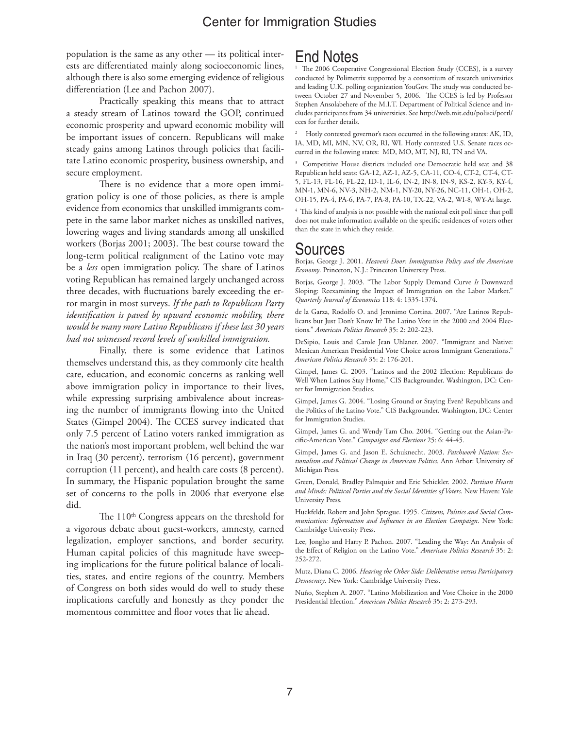population is the same as any other — its political interests are differentiated mainly along socioeconomic lines, although there is also some emerging evidence of religious differentiation (Lee and Pachon 2007).

Practically speaking this means that to attract a steady stream of Latinos toward the GOP, continued economic prosperity and upward economic mobility will be important issues of concern. Republicans will make steady gains among Latinos through policies that facilitate Latino economic prosperity, business ownership, and secure employment.

There is no evidence that a more open immigration policy is one of those policies, as there is ample evidence from economics that unskilled immigrants compete in the same labor market niches as unskilled natives, lowering wages and living standards among all unskilled workers (Borjas 2001; 2003). The best course toward the long-term political realignment of the Latino vote may be a *less* open immigration policy. The share of Latinos voting Republican has remained largely unchanged across three decades, with fluctuations barely exceeding the error margin in most surveys. *If the path to Republican Party identification is paved by upward economic mobility, there would be many more Latino Republicans if these last 30 years had not witnessed record levels of unskilled immigration.*

Finally, there is some evidence that Latinos themselves understand this, as they commonly cite health care, education, and economic concerns as ranking well above immigration policy in importance to their lives, while expressing surprising ambivalence about increasing the number of immigrants flowing into the United States (Gimpel 2004). The CCES survey indicated that only 7.5 percent of Latino voters ranked immigration as the nation's most important problem, well behind the war in Iraq (30 percent), terrorism (16 percent), government corruption (11 percent), and health care costs (8 percent). In summary, the Hispanic population brought the same set of concerns to the polls in 2006 that everyone else did.

The 110th Congress appears on the threshold for a vigorous debate about guest-workers, amnesty, earned legalization, employer sanctions, and border security. Human capital policies of this magnitude have sweeping implications for the future political balance of localities, states, and entire regions of the country. Members of Congress on both sides would do well to study these implications carefully and honestly as they ponder the momentous committee and floor votes that lie ahead.

# End Notes

[1] The 2006 Cooperative Congressional Election Study (CCES), is a survey conducted by Polimetrix supported by a consortium of research universities and leading U.K. polling organization YouGov. The study was conducted between October 27 and November 5, 2006. The CCES is led by Professor Stephen Ansolabehere of the M.I.T. Department of Political Science and includes participants from 34 universities. See http://web.mit.edu/polisci/portl/cces for further details.

[2] Hotly contested governor's races occurred in the following states: AK, ID, IA, MD, MI, MN, NV, OR, RI, WI. Hotly contested U.S. Senate races occurred in the following states: MD, MO, MT, NJ, RI, TN and VA.

[3] Competitive House districts included one Democratic held seat and 38 Republican held seats: GA-12, AZ-1, AZ-5, CA-11, CO-4, CT-2, CT-4, CT-5, FL-13, FL-16, FL-22, ID-1, IL-6, IN-2, IN-8, IN-9, KS-2, KY-3, KY-4, MN-1, MN-6, NV-3, NH-2, NM-1, NY-20, NY-26, NC-11, OH-1, OH-2, OH-15, PA-4, PA-6, PA-7, PA-8, PA-10, TX-22, VA-2, WI-8, WY-At large.

[4] This kind of analysis is not possible with the national exit poll since that poll does not make information available on the specific residences of voters other than the state in which they reside.

# Sources

Borjas, George J. 2001. *Heaven's Door: Immigration Policy and the American Economy*. Princeton, N.J.: Princeton University Press.

Borjas, George J. 2003. "The Labor Supply Demand Curve *Is* Downward Sloping: Reexamining the Impact of Immigration on the Labor Market." *Quarterly Journal of Economics* 118: 4: 1335-1374.

de la Garza, Rodolfo O. and Jeronimo Cortina. 2007. "Are Latinos Republicans but Just Don't Know It? The Latino Vote in the 2000 and 2004 Elections." *American Politics Research* 35: 2: 202-223.

DeSipio, Louis and Carole Jean Uhlaner. 2007. "Immigrant and Native: Mexican American Presidential Vote Choice across Immigrant Generations." *American Politics Research* 35: 2: 176-201.

Gimpel, James G. 2003. "Latinos and the 2002 Election: Republicans do Well When Latinos Stay Home," CIS Backgrounder. Washington, DC: Center for Immigration Studies.

Gimpel, James G. 2004. "Losing Ground or Staying Even? Republicans and the Politics of the Latino Vote." CIS Backgrounder. Washington, DC: Center for Immigration Studies.

Gimpel, James G. and Wendy Tam Cho. 2004. "Getting out the Asian-Pacific-American Vote." *Campaigns and Elections* 25: 6: 44-45.

Gimpel, James G. and Jason E. Schuknecht. 2003. *Patchwork Nation: Sectionalism and Political Change in American Politics.* Ann Arbor: University of Michigan Press.

Green, Donald, Bradley Palmquist and Eric Schickler. 2002. *Partisan Hearts and Minds: Political Parties and the Social Identities of Voters*. New Haven: Yale University Press.

Huckfeldt, Robert and John Sprague. 1995. *Citizens, Politics and Social Communication: Information and Influence in an Election Campaign*. New York: Cambridge University Press.

Lee, Jongho and Harry P. Pachon. 2007. "Leading the Way: An Analysis of the Effect of Religion on the Latino Vote." *American Politics Research* 35: 2: 252-272.

Mutz, Diana C. 2006. *Hearing the Other Side: Deliberative versus Participatory Democracy*. New York: Cambridge University Press.

Nuño, Stephen A. 2007. "Latino Mobilization and Vote Choice in the 2000 Presidential Election." *American Politics Research* 35: 2: 273-293.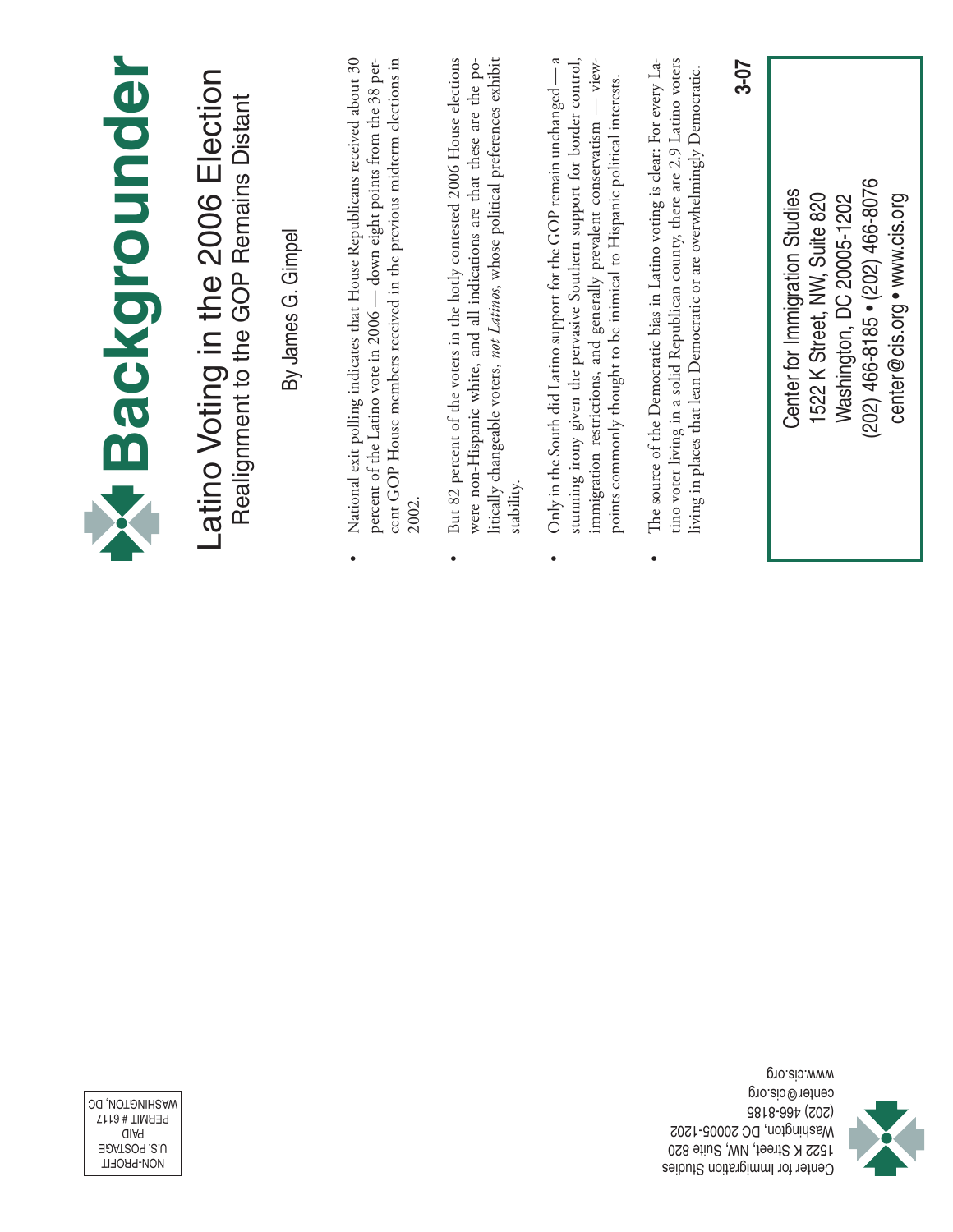# Backgrounder

## Latino Voting in the 2006 Election

### Realignment to the GOP Remains Distant

By James G. Gimpel

- National exit polling indicates that House Republicans received about 30 percent of the Latino vote in 2006 — down eight points from the 38 percent GOP House members received in the previous midterm elections in 2002.
- But 82 percent of the voters in the hotly contested 2006 House elections were non-Hispanic white, and all indications are that these are the politically changeable voters, *not Latinos*, whose political preferences exhibit stability.
- Only in the South did Latino support for the GOP remain unchanged — a stunning irony given the pervasive Southern support for border control, immigration restrictions, and generally prevalent conservatism — viewpoints commonly thought to be inimical to Hispanic political interests.
- The source of the Democratic bias in Latino voting is clear: For every Latino voter living in a solid Republican county, there are 2.9 Latino voters living in places that lean Democratic or are overwhelmingly Democratic.

3-07

Center for Immigration Studies
1522 K Street, NW, Suite 820
Washington, DC 20005-1202
(202) 466-8185 • (202) 466-8076
center@cis.org • www.cis.org

Center for Immigration Studies
1522 K Street, NW, Suite 820
Washington, DC 20005-1202
(202) 466-8185
center@cis.org
www.cis.org

NON-PROFIT
U.S. POSTAGE
PAID
PERMIT # 6117
WASHINGTON, DC